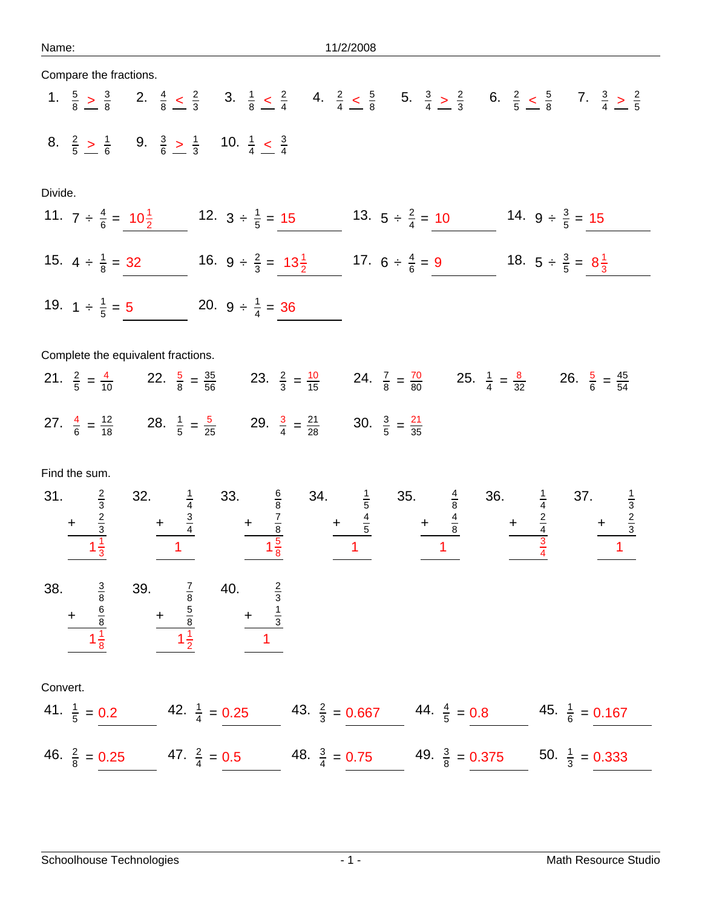Name: 11/2/2008

Compare the fractions.

1. $\frac{5}{8}$ > $\frac{3}{8}$
2. $\frac{4}{8}$ < $\frac{2}{3}$
3. $\frac{1}{8}$ < $\frac{2}{4}$
4. $\frac{2}{4}$ < $\frac{5}{8}$
5. $\frac{3}{4}$ > $\frac{2}{3}$
6. $\frac{2}{5}$ < $\frac{5}{8}$
7. $\frac{3}{4}$ > $\frac{2}{5}$
8. $\frac{2}{5}$ > $\frac{1}{6}$
9. $\frac{3}{6}$ > $\frac{1}{3}$
10. $\frac{1}{4}$ < $\frac{3}{4}$

Divide.

11. $7 \div \frac{4}{6} = 10\frac{1}{2}$
12. $3 \div \frac{1}{5} = 15$
13. $5 \div \frac{2}{4} = 10$
14. $9 \div \frac{3}{5} = 15$
15. $4 \div \frac{1}{8} = 32$
16. $9 \div \frac{2}{3} = 13\frac{1}{2}$
17. $6 \div \frac{4}{6} = 9$
18. $5 \div \frac{3}{5} = 8\frac{1}{3}$
19. $1 \div \frac{1}{5} = 5$
20. $9 \div \frac{1}{4} = 36$

Complete the equivalent fractions.

21. $\frac{2}{5} = \frac{4}{10}$
22. $\frac{5}{8} = \frac{35}{56}$
23. $\frac{2}{3} = \frac{10}{15}$
24. $\frac{7}{8} = \frac{70}{80}$
25. $\frac{1}{4} = \frac{8}{32}$
26. $\frac{5}{6} = \frac{45}{54}$
27. $\frac{4}{6} = \frac{12}{18}$
28. $\frac{1}{5} = \frac{5}{25}$
29. $\frac{3}{4} = \frac{21}{28}$
30. $\frac{3}{5} = \frac{21}{35}$

Find the sum.

31. $\frac{2}{3} + \frac{2}{3} = 1\frac{1}{3}$
32. $\frac{1}{4} + \frac{3}{4} = 1$
33. $\frac{6}{8} + \frac{7}{8} = 1\frac{5}{8}$
34. $\frac{1}{5} + \frac{4}{5} = 1$
35. $\frac{4}{8} + \frac{4}{8} = 1$
36. $\frac{1}{4} + \frac{2}{4} = \frac{3}{4}$
37. $\frac{1}{3} + \frac{2}{3} = 1$
38. $\frac{3}{8} + \frac{6}{8} = 1\frac{1}{8}$
39. $\frac{7}{8} + \frac{5}{8} = 1\frac{1}{2}$
40. $\frac{2}{3} + \frac{1}{3} = 1$

Convert.

41. $\frac{1}{5} = 0.2$
42. $\frac{1}{4} = 0.25$
43. $\frac{2}{3} = 0.667$
44. $\frac{4}{5} = 0.8$
45. $\frac{1}{6} = 0.167$
46. $\frac{2}{8} = 0.25$
47. $\frac{2}{4} = 0.5$
48. $\frac{3}{4} = 0.75$
49. $\frac{3}{8} = 0.375$
50. $\frac{1}{3} = 0.333$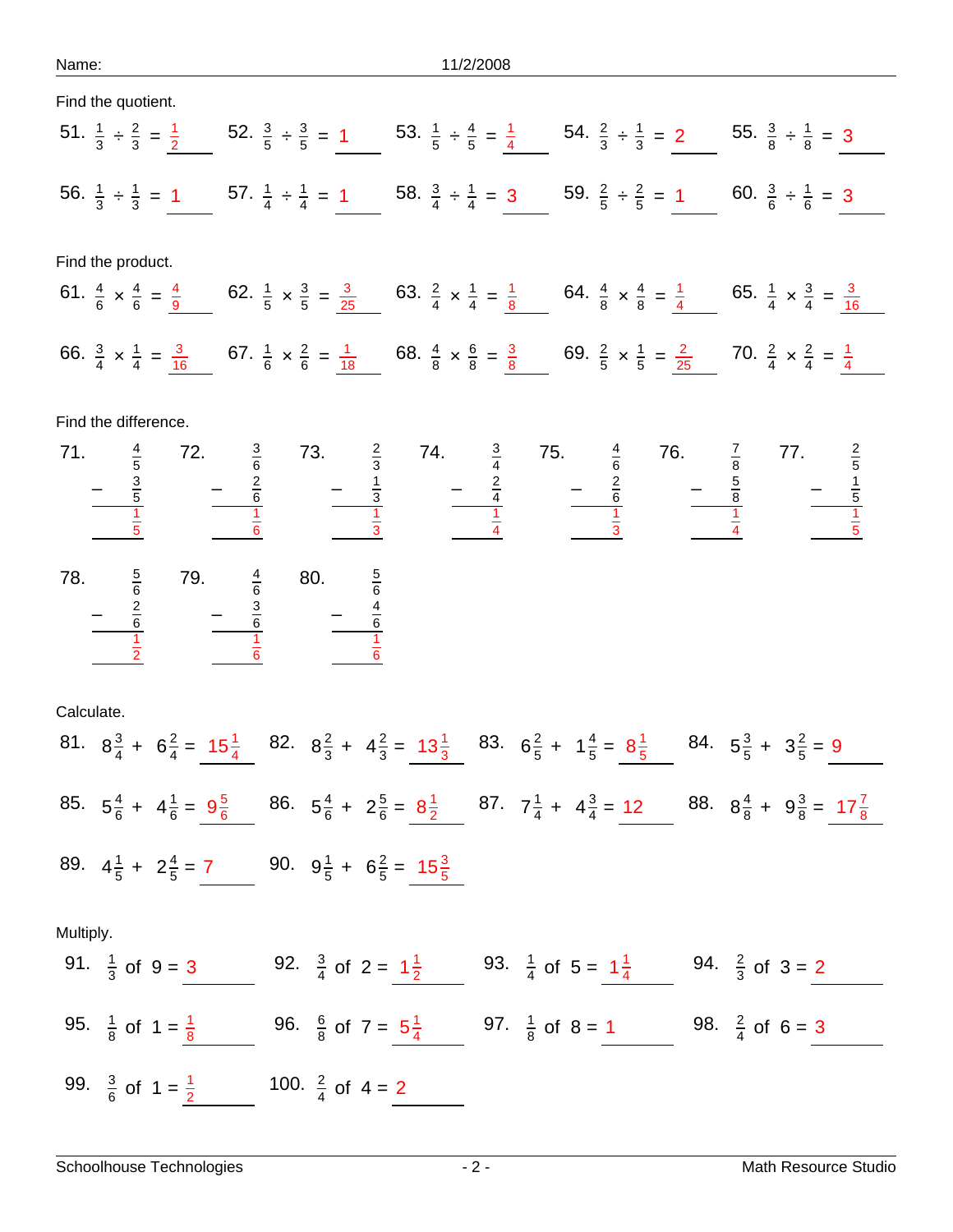Name: 11/2/2008

Find the quotient.

51. $\frac{1}{3} \div \frac{2}{3} = \frac{1}{2}$

52. $\frac{3}{5} \div \frac{3}{5} = 1$

53. $\frac{1}{5} \div \frac{4}{5} = \frac{1}{4}$

54. $\frac{2}{3} \div \frac{1}{3} = 2$

55. $\frac{3}{8} \div \frac{1}{8} = 3$

56. $\frac{1}{3} \div \frac{1}{3} = 1$

57. $\frac{1}{4} \div \frac{1}{4} = 1$

58. $\frac{3}{4} \div \frac{1}{4} = 3$

59. $\frac{2}{5} \div \frac{2}{5} = 1$

60. $\frac{3}{6} \div \frac{1}{6} = 3$

Find the product.

61. $\frac{4}{6} \times \frac{4}{6} = \frac{4}{9}$

62. $\frac{1}{5} \times \frac{3}{5} = \frac{3}{25}$

63. $\frac{2}{4} \times \frac{1}{4} = \frac{1}{8}$

64. $\frac{4}{8} \times \frac{4}{8} = \frac{1}{4}$

65. $\frac{1}{4} \times \frac{3}{4} = \frac{3}{16}$

66. $\frac{3}{4} \times \frac{1}{4} = \frac{3}{16}$

67. $\frac{1}{6} \times \frac{2}{6} = \frac{1}{18}$

68. $\frac{4}{8} \times \frac{6}{8} = \frac{3}{8}$

69. $\frac{2}{5} \times \frac{1}{5} = \frac{2}{25}$

70. $\frac{2}{4} \times \frac{2}{4} = \frac{1}{4}$

Find the difference.

71. $\frac{4}{5} - \frac{3}{5} = \frac{1}{5}$

72. $\frac{3}{6} - \frac{2}{6} = \frac{1}{6}$

73. $\frac{2}{3} - \frac{1}{3} = \frac{1}{3}$

74. $\frac{3}{4} - \frac{2}{4} = \frac{1}{4}$

75. $\frac{4}{6} - \frac{2}{6} = \frac{1}{3}$

76. $\frac{7}{8} - \frac{5}{8} = \frac{1}{4}$

77. $\frac{2}{5} - \frac{1}{5} = \frac{1}{5}$

78. $\frac{5}{6} - \frac{2}{6} = \frac{1}{2}$

79. $\frac{4}{6} - \frac{3}{6} = \frac{1}{6}$

80. $\frac{5}{6} - \frac{4}{6} = \frac{1}{6}$

Calculate.

81. $8\frac{3}{4} + 6\frac{2}{4} = 15\frac{1}{4}$

82. $8\frac{2}{3} + 4\frac{2}{3} = 13\frac{1}{3}$

83. $6\frac{2}{5} + 1\frac{4}{5} = 8\frac{1}{5}$

84. $5\frac{3}{5} + 3\frac{2}{5} = 9$

85. $5\frac{4}{6} + 4\frac{1}{6} = 9\frac{5}{6}$

86. $5\frac{4}{6} + 2\frac{5}{6} = 8\frac{1}{2}$

87. $7\frac{1}{4} + 4\frac{3}{4} = 12$

88. $8\frac{4}{8} + 9\frac{3}{8} = 17\frac{7}{8}$

89. $4\frac{1}{5} + 2\frac{4}{5} = 7$

90. $9\frac{1}{5} + 6\frac{2}{5} = 15\frac{3}{5}$

Multiply.

91. $\frac{1}{3}$ of $9 = 3$

92. $\frac{3}{4}$ of $2 = 1\frac{1}{2}$

93. $\frac{1}{4}$ of $5 = 1\frac{1}{4}$

94. $\frac{2}{3}$ of $3 = 2$

95. $\frac{1}{8}$ of $1 = \frac{1}{8}$

96. $\frac{6}{8}$ of $7 = 5\frac{1}{4}$

97. $\frac{1}{8}$ of $8 = 1$

98. $\frac{2}{4}$ of $6 = 3$

99. $\frac{3}{6}$ of $1 = \frac{1}{2}$

100. $\frac{2}{4}$ of $4 = 2$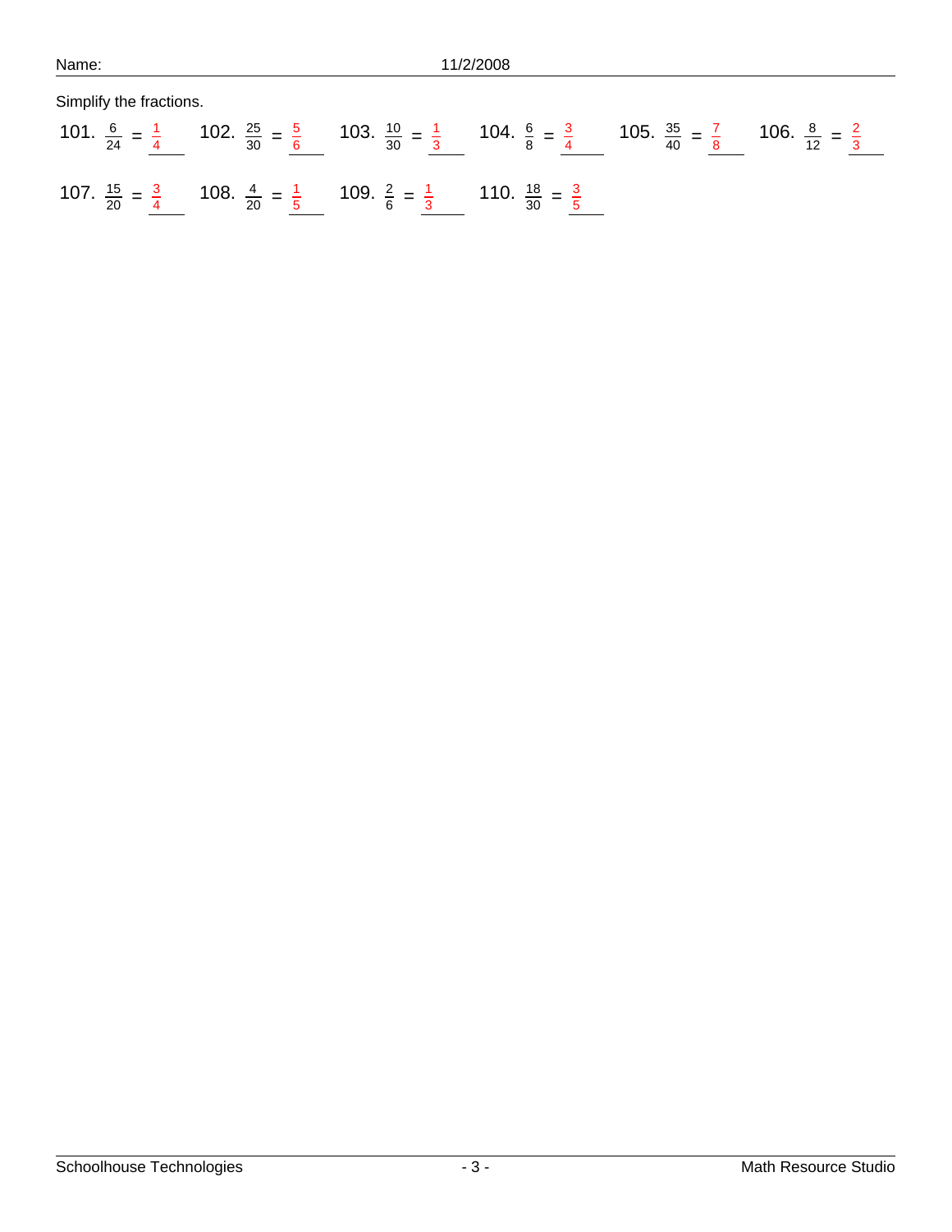Name: 11/2/2008

Simplify the fractions.

101. $\frac{6}{24} = \frac{1}{4}$ 102. $\frac{25}{30} = \frac{5}{6}$ 103. $\frac{10}{30} = \frac{1}{3}$ 104. $\frac{6}{8} = \frac{3}{4}$ 105. $\frac{35}{40} = \frac{7}{8}$ 106. $\frac{8}{12} = \frac{2}{3}$

107. $\frac{15}{20} = \frac{3}{4}$ 108. $\frac{4}{20} = \frac{1}{5}$ 109. $\frac{2}{6} = \frac{1}{3}$ 110. $\frac{18}{30} = \frac{3}{5}$